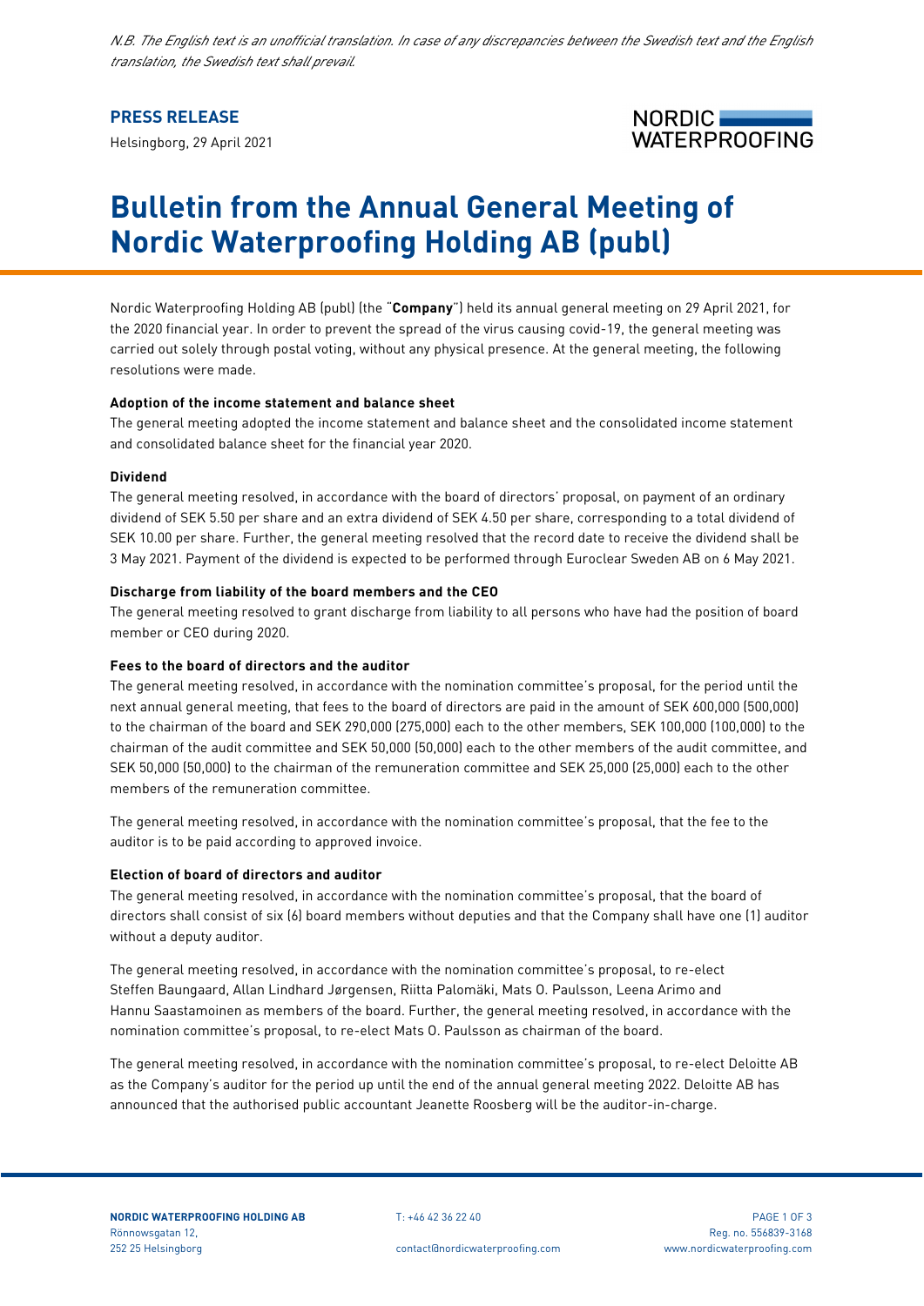*N.B. The English text is an unofficial translation. In case of any discrepancies between the Swedish text and the English translation, the Swedish text shall prevail.*

**PRESS RELEASE**

Helsingborg, 29 April 2021

# Bulletin from the Annual General Meeting of Nordic Waterproofing Holding AB (publ)

Nordic Waterproofing Holding AB (publ) (the "**Company**") held its annual general meeting on 29 April 2021, for the 2020 financial year. In order to prevent the spread of the virus causing covid-19, the general meeting was carried out solely through postal voting, without any physical presence. At the general meeting, the following resolutions were made.

**Adoption of the income statement and balance sheet**

The general meeting adopted the income statement and balance sheet and the consolidated income statement and consolidated balance sheet for the financial year 2020.

**Dividend**

The general meeting resolved, in accordance with the board of directors' proposal, on payment of an ordinary dividend of SEK 5.50 per share and an extra dividend of SEK 4.50 per share, corresponding to a total dividend of SEK 10.00 per share. Further, the general meeting resolved that the record date to receive the dividend shall be 3 May 2021. Payment of the dividend is expected to be performed through Euroclear Sweden AB on 6 May 2021.

**Discharge from liability of the board members and the CEO**

The general meeting resolved to grant discharge from liability to all persons who have had the position of board member or CEO during 2020.

**Fees to the board of directors and the auditor**

The general meeting resolved, in accordance with the nomination committee's proposal, for the period until the next annual general meeting, that fees to the board of directors are paid in the amount of SEK 600,000 (500,000) to the chairman of the board and SEK 290,000 (275,000) each to the other members, SEK 100,000 (100,000) to the chairman of the audit committee and SEK 50,000 (50,000) each to the other members of the audit committee, and SEK 50,000 (50,000) to the chairman of the remuneration committee and SEK 25,000 (25,000) each to the other members of the remuneration committee.

The general meeting resolved, in accordance with the nomination committee's proposal, that the fee to the auditor is to be paid according to approved invoice.

**Election of board of directors and auditor**

The general meeting resolved, in accordance with the nomination committee's proposal, that the board of directors shall consist of six (6) board members without deputies and that the Company shall have one (1) auditor without a deputy auditor.

The general meeting resolved, in accordance with the nomination committee's proposal, to re-elect Steffen Baungaard, Allan Lindhard Jørgensen, Riitta Palomäki, Mats O. Paulsson, Leena Arimo and Hannu Saastamoinen as members of the board. Further, the general meeting resolved, in accordance with the nomination committee's proposal, to re-elect Mats O. Paulsson as chairman of the board.

The general meeting resolved, in accordance with the nomination committee's proposal, to re-elect Deloitte AB as the Company's auditor for the period up until the end of the annual general meeting 2022. Deloitte AB has announced that the authorised public accountant Jeanette Roosberg will be the auditor-in-charge.

**NORDIC WATERPROOFING HOLDING AB**
Rönnowsgatan 12,
252 25 Helsingborg

T: +46 42 36 22 40
contact@nordicwaterproofing.com

Reg. no. 556839-3168
www.nordicwaterproofing.com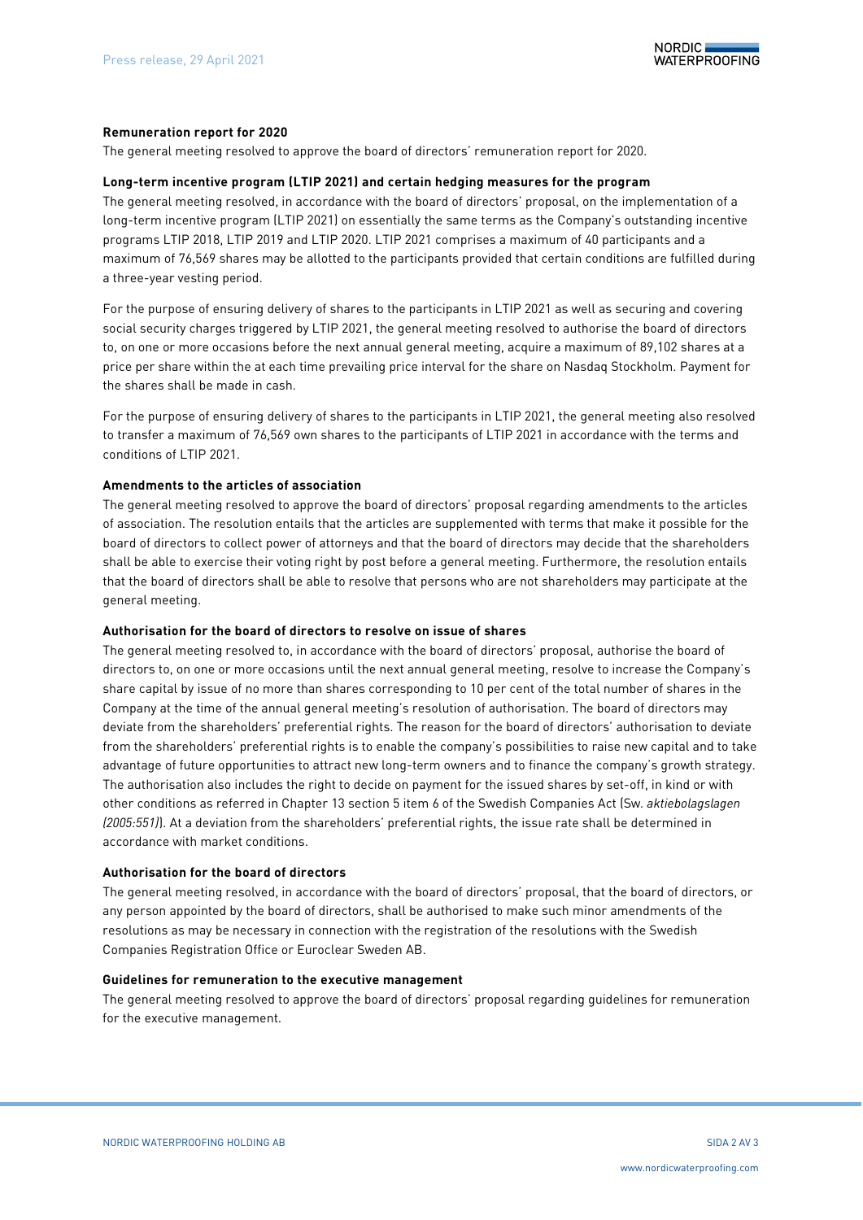**Remuneration report for 2020**

The general meeting resolved to approve the board of directors' remuneration report for 2020.

**Long-term incentive program (LTIP 2021) and certain hedging measures for the program**

The general meeting resolved, in accordance with the board of directors' proposal, on the implementation of a long-term incentive program (LTIP 2021) on essentially the same terms as the Company's outstanding incentive programs LTIP 2018, LTIP 2019 and LTIP 2020. LTIP 2021 comprises a maximum of 40 participants and a maximum of 76,569 shares may be allotted to the participants provided that certain conditions are fulfilled during a three-year vesting period.

For the purpose of ensuring delivery of shares to the participants in LTIP 2021 as well as securing and covering social security charges triggered by LTIP 2021, the general meeting resolved to authorise the board of directors to, on one or more occasions before the next annual general meeting, acquire a maximum of 89,102 shares at a price per share within the at each time prevailing price interval for the share on Nasdaq Stockholm. Payment for the shares shall be made in cash.

For the purpose of ensuring delivery of shares to the participants in LTIP 2021, the general meeting also resolved to transfer a maximum of 76,569 own shares to the participants of LTIP 2021 in accordance with the terms and conditions of LTIP 2021.

**Amendments to the articles of association**

The general meeting resolved to approve the board of directors' proposal regarding amendments to the articles of association. The resolution entails that the articles are supplemented with terms that make it possible for the board of directors to collect power of attorneys and that the board of directors may decide that the shareholders shall be able to exercise their voting right by post before a general meeting. Furthermore, the resolution entails that the board of directors shall be able to resolve that persons who are not shareholders may participate at the general meeting.

**Authorisation for the board of directors to resolve on issue of shares**

The general meeting resolved to, in accordance with the board of directors' proposal, authorise the board of directors to, on one or more occasions until the next annual general meeting, resolve to increase the Company's share capital by issue of no more than shares corresponding to 10 per cent of the total number of shares in the Company at the time of the annual general meeting's resolution of authorisation. The board of directors may deviate from the shareholders' preferential rights. The reason for the board of directors' authorisation to deviate from the shareholders' preferential rights is to enable the company's possibilities to raise new capital and to take advantage of future opportunities to attract new long-term owners and to finance the company's growth strategy. The authorisation also includes the right to decide on payment for the issued shares by set-off, in kind or with other conditions as referred in Chapter 13 section 5 item 6 of the Swedish Companies Act (Sw. *aktiebolagslagen (2005:551)*). At a deviation from the shareholders' preferential rights, the issue rate shall be determined in accordance with market conditions.

**Authorisation for the board of directors**

The general meeting resolved, in accordance with the board of directors' proposal, that the board of directors, or any person appointed by the board of directors, shall be authorised to make such minor amendments of the resolutions as may be necessary in connection with the registration of the resolutions with the Swedish Companies Registration Office or Euroclear Sweden AB.

**Guidelines for remuneration to the executive management**

The general meeting resolved to approve the board of directors' proposal regarding guidelines for remuneration for the executive management.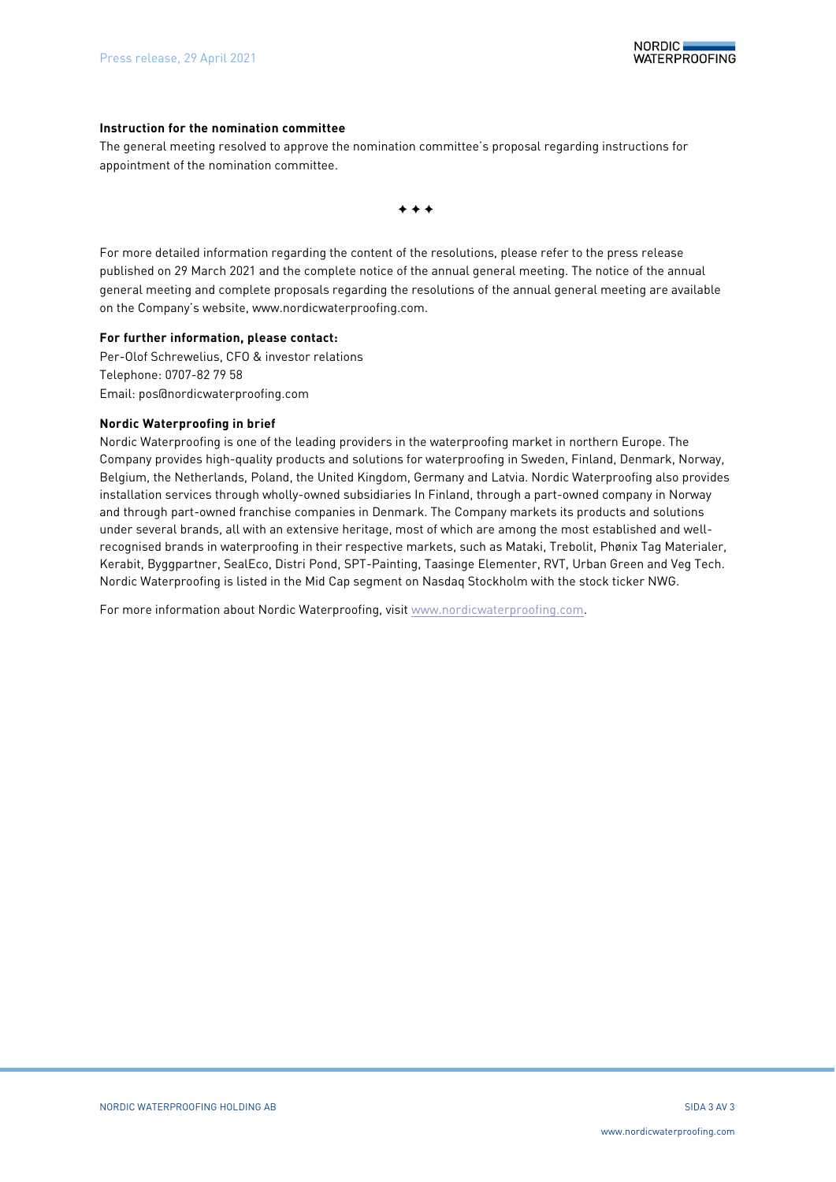**Instruction for the nomination committee**

The general meeting resolved to approve the nomination committee's proposal regarding instructions for appointment of the nomination committee.

✦ ✦ ✦

For more detailed information regarding the content of the resolutions, please refer to the press release published on 29 March 2021 and the complete notice of the annual general meeting. The notice of the annual general meeting and complete proposals regarding the resolutions of the annual general meeting are available on the Company's website, www.nordicwaterproofing.com.

**For further information, please contact:**

Per-Olof Schrewelius, CFO & investor relations
Telephone: 0707-82 79 58
Email: pos@nordicwaterproofing.com

**Nordic Waterproofing in brief**

Nordic Waterproofing is one of the leading providers in the waterproofing market in northern Europe. The Company provides high-quality products and solutions for waterproofing in Sweden, Finland, Denmark, Norway, Belgium, the Netherlands, Poland, the United Kingdom, Germany and Latvia. Nordic Waterproofing also provides installation services through wholly-owned subsidiaries In Finland, through a part-owned company in Norway and through part-owned franchise companies in Denmark. The Company markets its products and solutions under several brands, all with an extensive heritage, most of which are among the most established and well-recognised brands in waterproofing in their respective markets, such as Mataki, Trebolit, Phønix Tag Materialer, Kerabit, Byggpartner, SealEco, Distri Pond, SPT-Painting, Taasinge Elementer, RVT, Urban Green and Veg Tech. Nordic Waterproofing is listed in the Mid Cap segment on Nasdaq Stockholm with the stock ticker NWG.

For more information about Nordic Waterproofing, visit www.nordicwaterproofing.com.